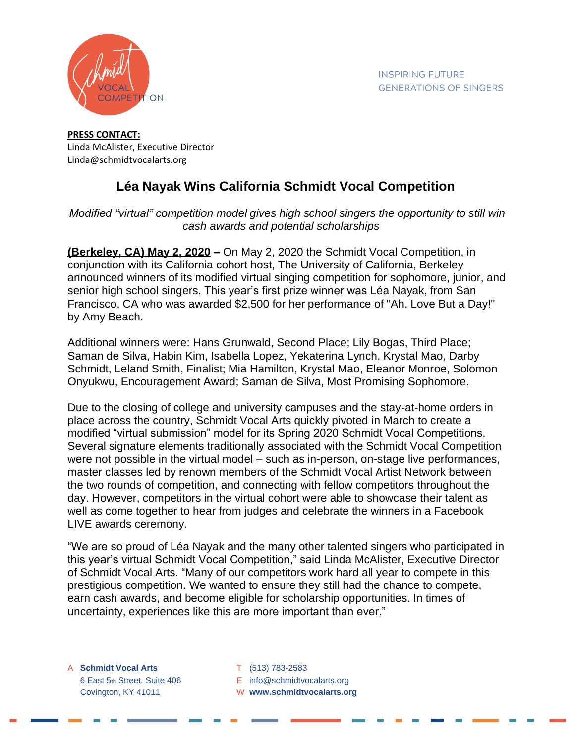INSPIRING FUTURE GENERATIONS OF SINGERS

**PRESS CONTACT:**
Linda McAlister, Executive Director
Linda@schmidtvocalarts.org

# Léa Nayak Wins California Schmidt Vocal Competition

*Modified "virtual" competition model gives high school singers the opportunity to still win cash awards and potential scholarships*

**(Berkeley, CA) May 2, 2020 –** On May 2, 2020 the Schmidt Vocal Competition, in conjunction with its California cohort host, The University of California, Berkeley announced winners of its modified virtual singing competition for sophomore, junior, and senior high school singers. This year's first prize winner was Léa Nayak, from San Francisco, CA who was awarded $2,500 for her performance of "Ah, Love But a Day!" by Amy Beach.

Additional winners were: Hans Grunwald, Second Place; Lily Bogas, Third Place; Saman de Silva, Habin Kim, Isabella Lopez, Yekaterina Lynch, Krystal Mao, Darby Schmidt, Leland Smith, Finalist; Mia Hamilton, Krystal Mao, Eleanor Monroe, Solomon Onyukwu, Encouragement Award; Saman de Silva, Most Promising Sophomore.

Due to the closing of college and university campuses and the stay-at-home orders in place across the country, Schmidt Vocal Arts quickly pivoted in March to create a modified "virtual submission" model for its Spring 2020 Schmidt Vocal Competitions. Several signature elements traditionally associated with the Schmidt Vocal Competition were not possible in the virtual model – such as in-person, on-stage live performances, master classes led by renown members of the Schmidt Vocal Artist Network between the two rounds of competition, and connecting with fellow competitors throughout the day. However, competitors in the virtual cohort were able to showcase their talent as well as come together to hear from judges and celebrate the winners in a Facebook LIVE awards ceremony.

"We are so proud of Léa Nayak and the many other talented singers who participated in this year's virtual Schmidt Vocal Competition," said Linda McAlister, Executive Director of Schmidt Vocal Arts. "Many of our competitors work hard all year to compete in this prestigious competition. We wanted to ensure they still had the chance to compete, earn cash awards, and become eligible for scholarship opportunities. In times of uncertainty, experiences like this are more important than ever."

A **Schmidt Vocal Arts**
6 East 5th Street, Suite 406
Covington, KY 41011

T (513) 783-2583
E info@schmidtvocalarts.org
W **www.schmidtvocalarts.org**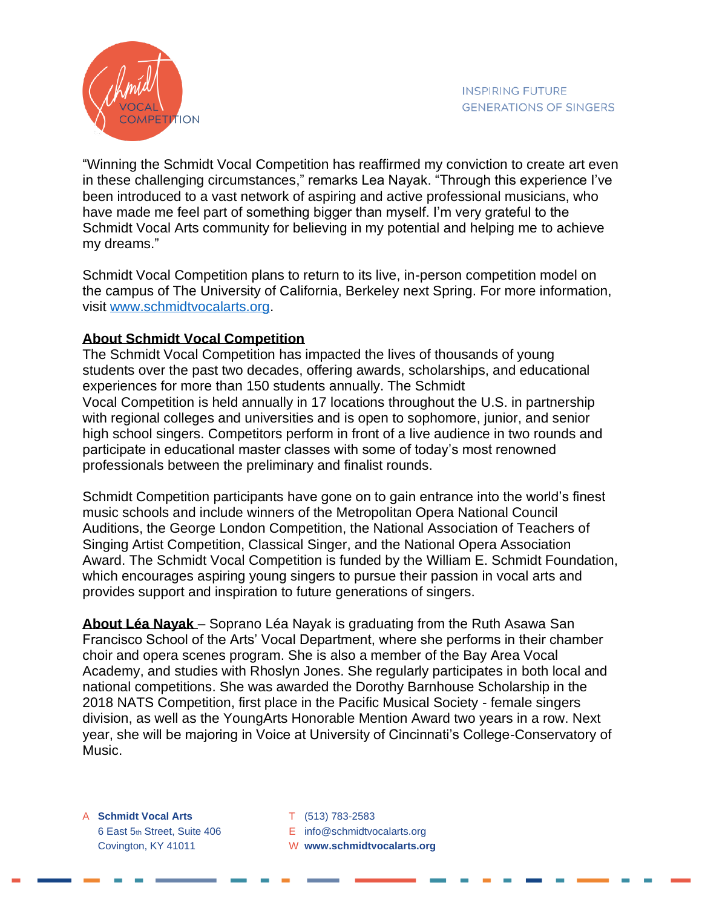"Winning the Schmidt Vocal Competition has reaffirmed my conviction to create art even in these challenging circumstances," remarks Lea Nayak. "Through this experience I've been introduced to a vast network of aspiring and active professional musicians, who have made me feel part of something bigger than myself. I'm very grateful to the Schmidt Vocal Arts community for believing in my potential and helping me to achieve my dreams."

Schmidt Vocal Competition plans to return to its live, in-person competition model on the campus of The University of California, Berkeley next Spring. For more information, visit [www.schmidtvocalarts.org](http://www.schmidtvocalarts.org).

**About Schmidt Vocal Competition**

The Schmidt Vocal Competition has impacted the lives of thousands of young students over the past two decades, offering awards, scholarships, and educational experiences for more than 150 students annually. The Schmidt Vocal Competition is held annually in 17 locations throughout the U.S. in partnership with regional colleges and universities and is open to sophomore, junior, and senior high school singers. Competitors perform in front of a live audience in two rounds and participate in educational master classes with some of today's most renowned professionals between the preliminary and finalist rounds.

Schmidt Competition participants have gone on to gain entrance into the world's finest music schools and include winners of the Metropolitan Opera National Council Auditions, the George London Competition, the National Association of Teachers of Singing Artist Competition, Classical Singer, and the National Opera Association Award. The Schmidt Vocal Competition is funded by the William E. Schmidt Foundation, which encourages aspiring young singers to pursue their passion in vocal arts and provides support and inspiration to future generations of singers.

**About Léa Nayak** – Soprano Léa Nayak is graduating from the Ruth Asawa San Francisco School of the Arts' Vocal Department, where she performs in their chamber choir and opera scenes program. She is also a member of the Bay Area Vocal Academy, and studies with Rhoslyn Jones. She regularly participates in both local and national competitions. She was awarded the Dorothy Barnhouse Scholarship in the 2018 NATS Competition, first place in the Pacific Musical Society - female singers division, as well as the YoungArts Honorable Mention Award two years in a row. Next year, she will be majoring in Voice at University of Cincinnati's College-Conservatory of Music.